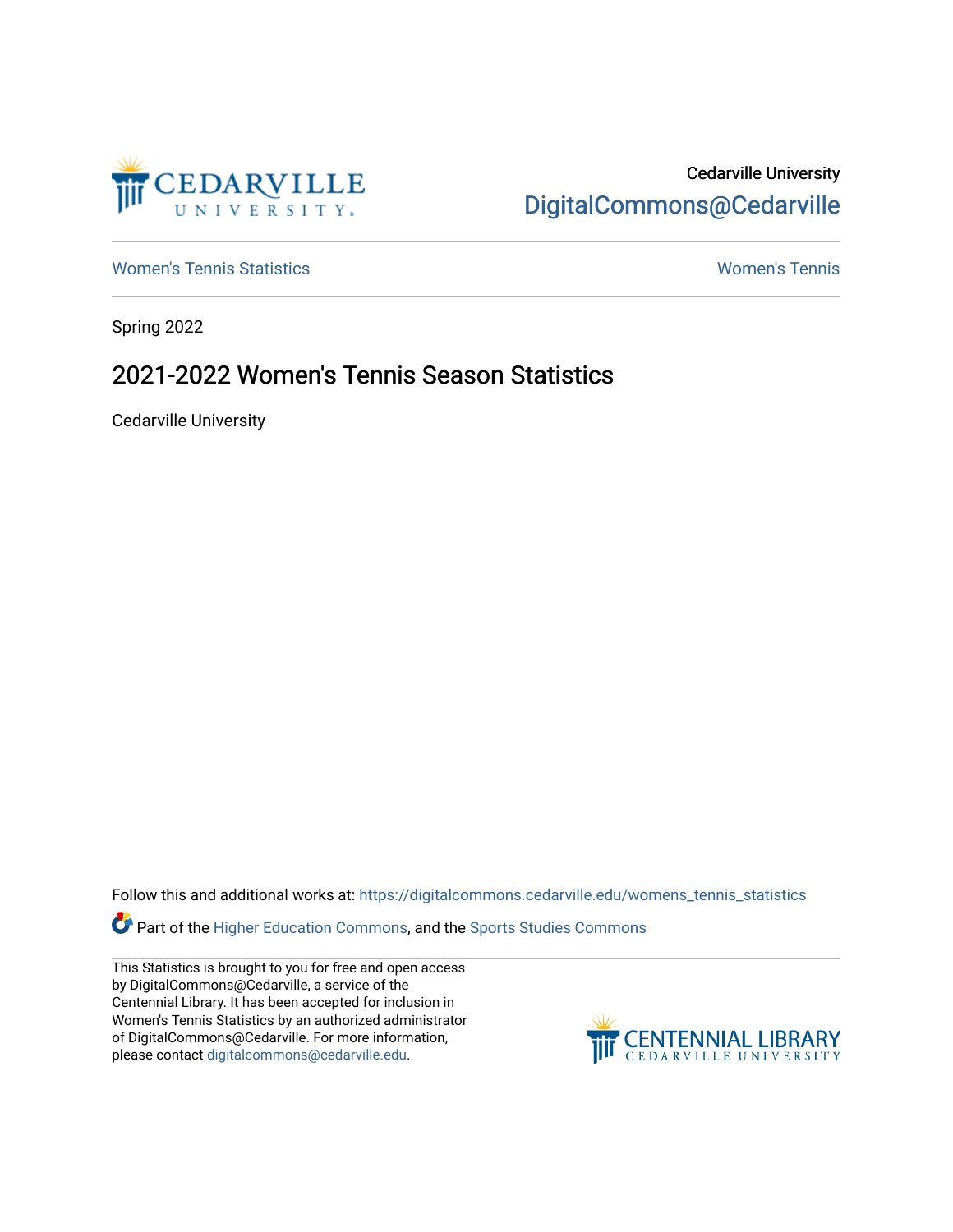Cedarville University

DigitalCommons@Cedarville

Women's Tennis Statistics

Women's Tennis

Spring 2022

# 2021-2022 Women's Tennis Season Statistics

Cedarville University

Follow this and additional works at: https://digitalcommons.cedarville.edu/womens_tennis_statistics

Part of the Higher Education Commons, and the Sports Studies Commons

This Statistics is brought to you for free and open access by DigitalCommons@Cedarville, a service of the Centennial Library. It has been accepted for inclusion in Women's Tennis Statistics by an authorized administrator of DigitalCommons@Cedarville. For more information, please contact digitalcommons@cedarville.edu.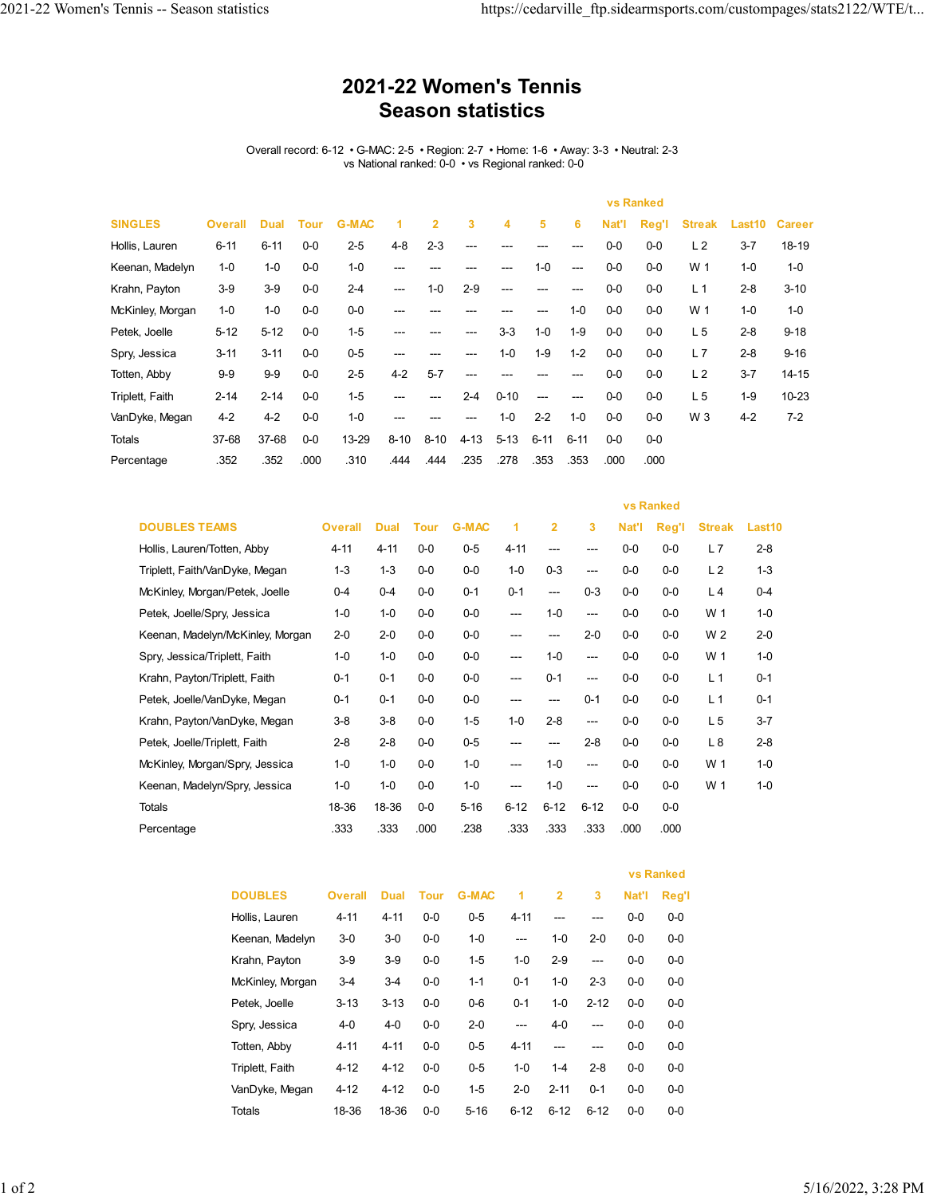# 2021-22 Women's Tennis
# Season statistics

Overall record: 6-12 • G-MAC: 2-5 • Region: 2-7 • Home: 1-6 • Away: 3-3 • Neutral: 2-3
vs National ranked: 0-0 • vs Regional ranked: 0-0

| | | | | | | | | | | | vs Ranked | | | | |
|---|---|---|---|---|---|---|---|---|---|---|---|---|---|---|---|
| SINGLES | Overall | Dual | Tour | G-MAC | 1 | 2 | 3 | 4 | 5 | 6 | Nat'l | Reg'l | Streak | Last10 | Career |
| Hollis, Lauren | 6-11 | 6-11 | 0-0 | 2-5 | 4-8 | 2-3 | --- | --- | --- | --- | 0-0 | 0-0 | L 2 | 3-7 | 18-19 |
| Keenan, Madelyn | 1-0 | 1-0 | 0-0 | 1-0 | --- | --- | --- | --- | 1-0 | --- | 0-0 | 0-0 | W 1 | 1-0 | 1-0 |
| Krahn, Payton | 3-9 | 3-9 | 0-0 | 2-4 | --- | 1-0 | 2-9 | --- | --- | --- | 0-0 | 0-0 | L 1 | 2-8 | 3-10 |
| McKinley, Morgan | 1-0 | 1-0 | 0-0 | 0-0 | --- | --- | --- | --- | --- | 1-0 | 0-0 | 0-0 | W 1 | 1-0 | 1-0 |
| Petek, Joelle | 5-12 | 5-12 | 0-0 | 1-5 | --- | --- | --- | 3-3 | 1-0 | 1-9 | 0-0 | 0-0 | L 5 | 2-8 | 9-18 |
| Spry, Jessica | 3-11 | 3-11 | 0-0 | 0-5 | --- | --- | --- | 1-0 | 1-9 | 1-2 | 0-0 | 0-0 | L 7 | 2-8 | 9-16 |
| Totten, Abby | 9-9 | 9-9 | 0-0 | 2-5 | 4-2 | 5-7 | --- | --- | --- | --- | 0-0 | 0-0 | L 2 | 3-7 | 14-15 |
| Triplett, Faith | 2-14 | 2-14 | 0-0 | 1-5 | --- | --- | 2-4 | 0-10 | --- | --- | 0-0 | 0-0 | L 5 | 1-9 | 10-23 |
| VanDyke, Megan | 4-2 | 4-2 | 0-0 | 1-0 | --- | --- | --- | 1-0 | 2-2 | 1-0 | 0-0 | 0-0 | W 3 | 4-2 | 7-2 |
| Totals | 37-68 | 37-68 | 0-0 | 13-29 | 8-10 | 8-10 | 4-13 | 5-13 | 6-11 | 6-11 | 0-0 | 0-0 | | | |
| Percentage | .352 | .352 | .000 | .310 | .444 | .444 | .235 | .278 | .353 | .353 | .000 | .000 | | | |

| | | | | | | | | vs Ranked | | | |
|---|---|---|---|---|---|---|---|---|---|---|---|
| DOUBLES TEAMS | Overall | Dual | Tour | G-MAC | 1 | 2 | 3 | Nat'l | Reg'l | Streak | Last10 |
| Hollis, Lauren/Totten, Abby | 4-11 | 4-11 | 0-0 | 0-5 | 4-11 | --- | --- | 0-0 | 0-0 | L 7 | 2-8 |
| Triplett, Faith/VanDyke, Megan | 1-3 | 1-3 | 0-0 | 0-0 | 1-0 | 0-3 | --- | 0-0 | 0-0 | L 2 | 1-3 |
| McKinley, Morgan/Petek, Joelle | 0-4 | 0-4 | 0-0 | 0-1 | 0-1 | --- | 0-3 | 0-0 | 0-0 | L 4 | 0-4 |
| Petek, Joelle/Spry, Jessica | 1-0 | 1-0 | 0-0 | 0-0 | --- | 1-0 | --- | 0-0 | 0-0 | W 1 | 1-0 |
| Keenan, Madelyn/McKinley, Morgan | 2-0 | 2-0 | 0-0 | 0-0 | --- | --- | 2-0 | 0-0 | 0-0 | W 2 | 2-0 |
| Spry, Jessica/Triplett, Faith | 1-0 | 1-0 | 0-0 | 0-0 | --- | 1-0 | --- | 0-0 | 0-0 | W 1 | 1-0 |
| Krahn, Payton/Triplett, Faith | 0-1 | 0-1 | 0-0 | 0-0 | --- | 0-1 | --- | 0-0 | 0-0 | L 1 | 0-1 |
| Petek, Joelle/VanDyke, Megan | 0-1 | 0-1 | 0-0 | 0-0 | --- | --- | 0-1 | 0-0 | 0-0 | L 1 | 0-1 |
| Krahn, Payton/VanDyke, Megan | 3-8 | 3-8 | 0-0 | 1-5 | 1-0 | 2-8 | --- | 0-0 | 0-0 | L 5 | 3-7 |
| Petek, Joelle/Triplett, Faith | 2-8 | 2-8 | 0-0 | 0-5 | --- | --- | 2-8 | 0-0 | 0-0 | L 8 | 2-8 |
| McKinley, Morgan/Spry, Jessica | 1-0 | 1-0 | 0-0 | 1-0 | --- | 1-0 | --- | 0-0 | 0-0 | W 1 | 1-0 |
| Keenan, Madelyn/Spry, Jessica | 1-0 | 1-0 | 0-0 | 1-0 | --- | 1-0 | --- | 0-0 | 0-0 | W 1 | 1-0 |
| Totals | 18-36 | 18-36 | 0-0 | 5-16 | 6-12 | 6-12 | 6-12 | 0-0 | 0-0 | | |
| Percentage | .333 | .333 | .000 | .238 | .333 | .333 | .333 | .000 | .000 | | |

| | | | | | | | | vs Ranked | |
|---|---|---|---|---|---|---|---|---|---|
| DOUBLES | Overall | Dual | Tour | G-MAC | 1 | 2 | 3 | Nat'l | Reg'l |
| Hollis, Lauren | 4-11 | 4-11 | 0-0 | 0-5 | 4-11 | --- | --- | 0-0 | 0-0 |
| Keenan, Madelyn | 3-0 | 3-0 | 0-0 | 1-0 | --- | 1-0 | 2-0 | 0-0 | 0-0 |
| Krahn, Payton | 3-9 | 3-9 | 0-0 | 1-5 | 1-0 | 2-9 | --- | 0-0 | 0-0 |
| McKinley, Morgan | 3-4 | 3-4 | 0-0 | 1-1 | 0-1 | 1-0 | 2-3 | 0-0 | 0-0 |
| Petek, Joelle | 3-13 | 3-13 | 0-0 | 0-6 | 0-1 | 1-0 | 2-12 | 0-0 | 0-0 |
| Spry, Jessica | 4-0 | 4-0 | 0-0 | 2-0 | --- | 4-0 | --- | 0-0 | 0-0 |
| Totten, Abby | 4-11 | 4-11 | 0-0 | 0-5 | 4-11 | --- | --- | 0-0 | 0-0 |
| Triplett, Faith | 4-12 | 4-12 | 0-0 | 0-5 | 1-0 | 1-4 | 2-8 | 0-0 | 0-0 |
| VanDyke, Megan | 4-12 | 4-12 | 0-0 | 1-5 | 2-0 | 2-11 | 0-1 | 0-0 | 0-0 |
| Totals | 18-36 | 18-36 | 0-0 | 5-16 | 6-12 | 6-12 | 6-12 | 0-0 | 0-0 |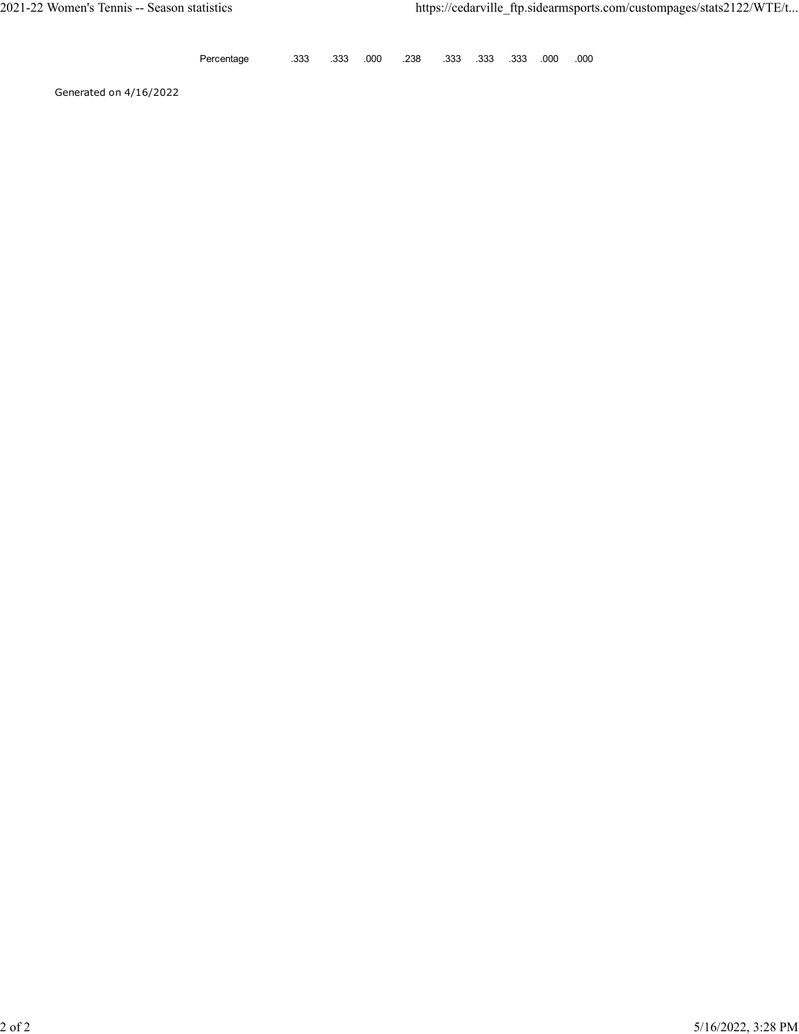| | | | | | | | | | |
|---|---|---|---|---|---|---|---|---|---|
| Percentage | .333 | .333 | .000 | .238 | .333 | .333 | .333 | .000 | .000 |

Generated on 4/16/2022